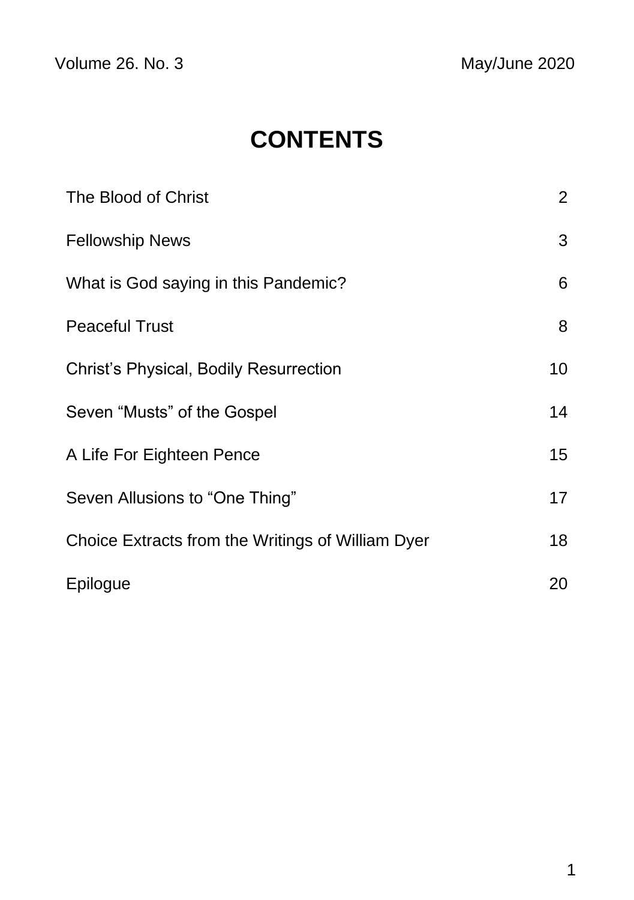Volume 26. No. 3 May/June 2020

# CONTENTS

| | |
|---|---|
| The Blood of Christ | 2 |
| Fellowship News | 3 |
| What is God saying in this Pandemic? | 6 |
| Peaceful Trust | 8 |
| Christ's Physical, Bodily Resurrection | 10 |
| Seven "Musts" of the Gospel | 14 |
| A Life For Eighteen Pence | 15 |
| Seven Allusions to "One Thing" | 17 |
| Choice Extracts from the Writings of William Dyer | 18 |
| Epilogue | 20 |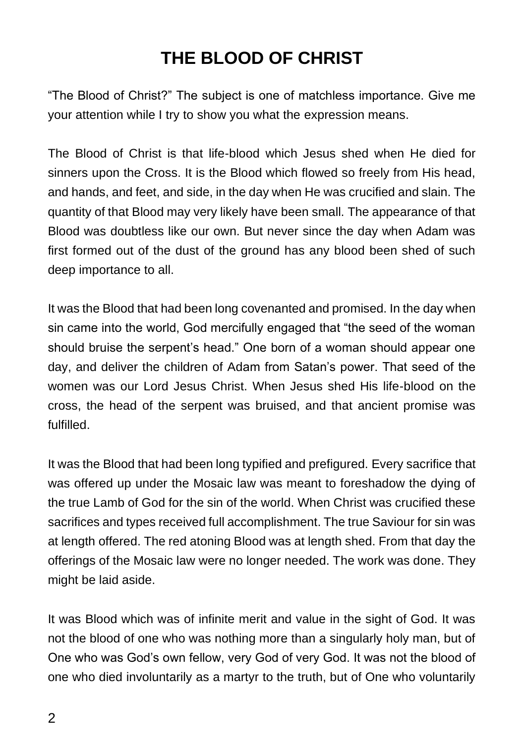# THE BLOOD OF CHRIST

"The Blood of Christ?" The subject is one of matchless importance. Give me your attention while I try to show you what the expression means.

The Blood of Christ is that life-blood which Jesus shed when He died for sinners upon the Cross. It is the Blood which flowed so freely from His head, and hands, and feet, and side, in the day when He was crucified and slain. The quantity of that Blood may very likely have been small. The appearance of that Blood was doubtless like our own. But never since the day when Adam was first formed out of the dust of the ground has any blood been shed of such deep importance to all.

It was the Blood that had been long covenanted and promised. In the day when sin came into the world, God mercifully engaged that "the seed of the woman should bruise the serpent's head." One born of a woman should appear one day, and deliver the children of Adam from Satan's power. That seed of the women was our Lord Jesus Christ. When Jesus shed His life-blood on the cross, the head of the serpent was bruised, and that ancient promise was fulfilled.

It was the Blood that had been long typified and prefigured. Every sacrifice that was offered up under the Mosaic law was meant to foreshadow the dying of the true Lamb of God for the sin of the world. When Christ was crucified these sacrifices and types received full accomplishment. The true Saviour for sin was at length offered. The red atoning Blood was at length shed. From that day the offerings of the Mosaic law were no longer needed. The work was done. They might be laid aside.

It was Blood which was of infinite merit and value in the sight of God. It was not the blood of one who was nothing more than a singularly holy man, but of One who was God's own fellow, very God of very God. It was not the blood of one who died involuntarily as a martyr to the truth, but of One who voluntarily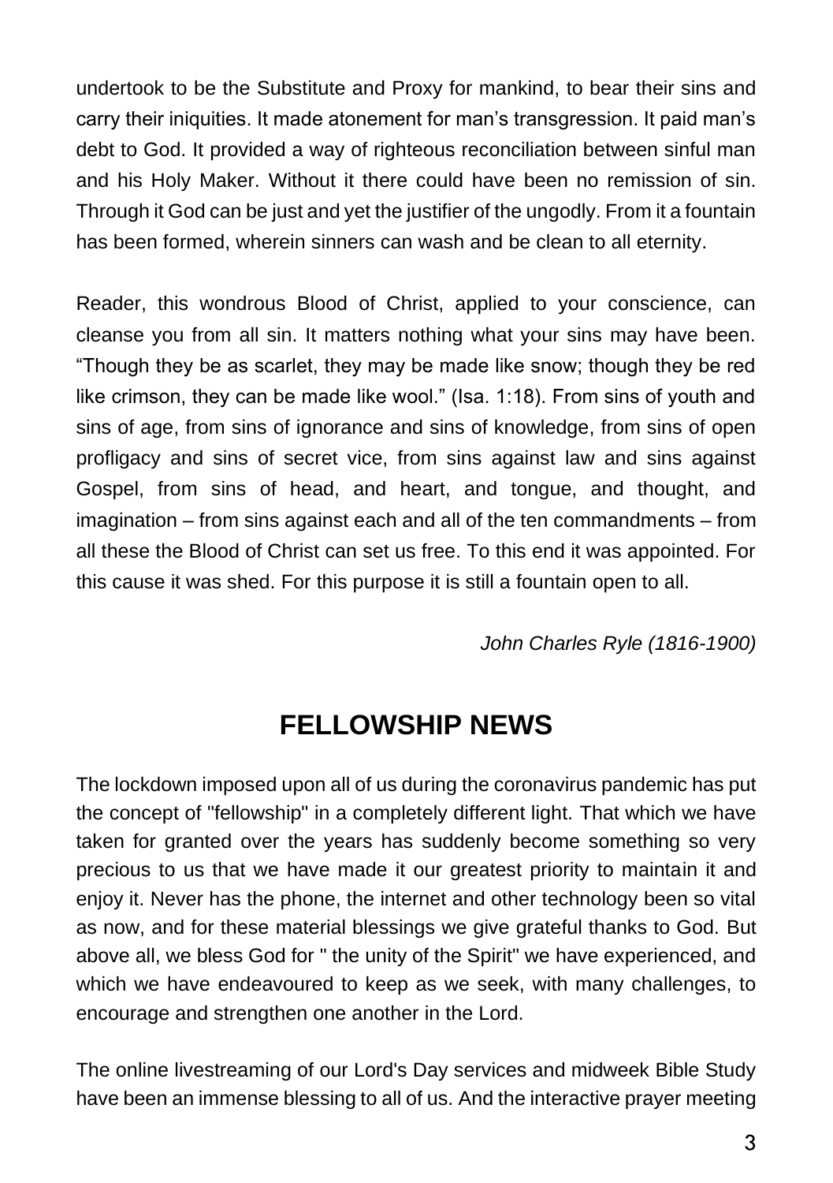undertook to be the Substitute and Proxy for mankind, to bear their sins and carry their iniquities. It made atonement for man's transgression. It paid man's debt to God. It provided a way of righteous reconciliation between sinful man and his Holy Maker. Without it there could have been no remission of sin. Through it God can be just and yet the justifier of the ungodly. From it a fountain has been formed, wherein sinners can wash and be clean to all eternity.

Reader, this wondrous Blood of Christ, applied to your conscience, can cleanse you from all sin. It matters nothing what your sins may have been. "Though they be as scarlet, they may be made like snow; though they be red like crimson, they can be made like wool." (Isa. 1:18). From sins of youth and sins of age, from sins of ignorance and sins of knowledge, from sins of open profligacy and sins of secret vice, from sins against law and sins against Gospel, from sins of head, and heart, and tongue, and thought, and imagination – from sins against each and all of the ten commandments – from all these the Blood of Christ can set us free. To this end it was appointed. For this cause it was shed. For this purpose it is still a fountain open to all.

*John Charles Ryle (1816-1900)*

## FELLOWSHIP NEWS

The lockdown imposed upon all of us during the coronavirus pandemic has put the concept of "fellowship" in a completely different light. That which we have taken for granted over the years has suddenly become something so very precious to us that we have made it our greatest priority to maintain it and enjoy it. Never has the phone, the internet and other technology been so vital as now, and for these material blessings we give grateful thanks to God. But above all, we bless God for " the unity of the Spirit" we have experienced, and which we have endeavoured to keep as we seek, with many challenges, to encourage and strengthen one another in the Lord.

The online livestreaming of our Lord's Day services and midweek Bible Study have been an immense blessing to all of us. And the interactive prayer meeting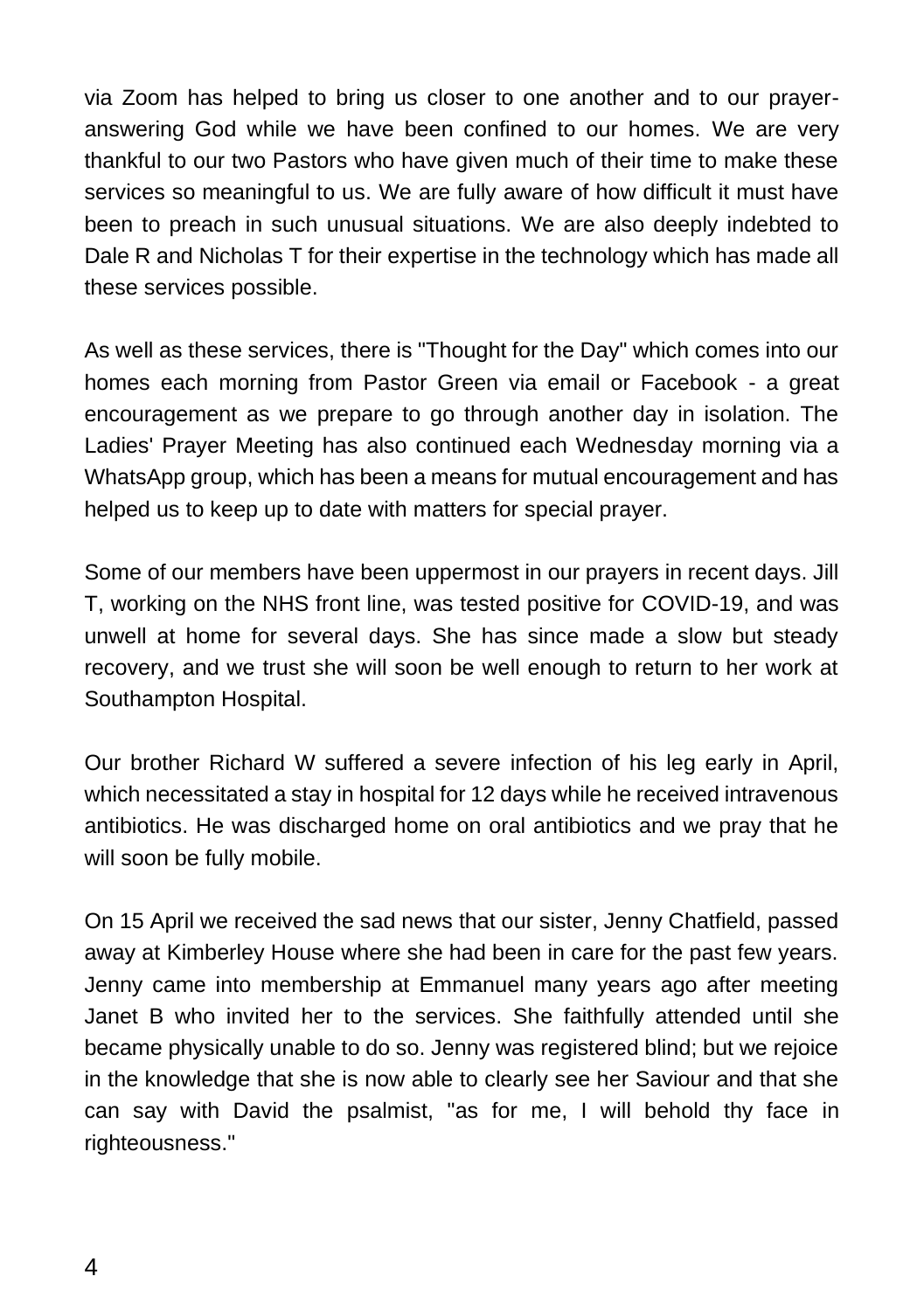via Zoom has helped to bring us closer to one another and to our prayer-answering God while we have been confined to our homes. We are very thankful to our two Pastors who have given much of their time to make these services so meaningful to us. We are fully aware of how difficult it must have been to preach in such unusual situations. We are also deeply indebted to Dale R and Nicholas T for their expertise in the technology which has made all these services possible.

As well as these services, there is "Thought for the Day" which comes into our homes each morning from Pastor Green via email or Facebook - a great encouragement as we prepare to go through another day in isolation. The Ladies' Prayer Meeting has also continued each Wednesday morning via a WhatsApp group, which has been a means for mutual encouragement and has helped us to keep up to date with matters for special prayer.

Some of our members have been uppermost in our prayers in recent days. Jill T, working on the NHS front line, was tested positive for COVID-19, and was unwell at home for several days. She has since made a slow but steady recovery, and we trust she will soon be well enough to return to her work at Southampton Hospital.

Our brother Richard W suffered a severe infection of his leg early in April, which necessitated a stay in hospital for 12 days while he received intravenous antibiotics. He was discharged home on oral antibiotics and we pray that he will soon be fully mobile.

On 15 April we received the sad news that our sister, Jenny Chatfield, passed away at Kimberley House where she had been in care for the past few years. Jenny came into membership at Emmanuel many years ago after meeting Janet B who invited her to the services. She faithfully attended until she became physically unable to do so. Jenny was registered blind; but we rejoice in the knowledge that she is now able to clearly see her Saviour and that she can say with David the psalmist, "as for me, I will behold thy face in righteousness."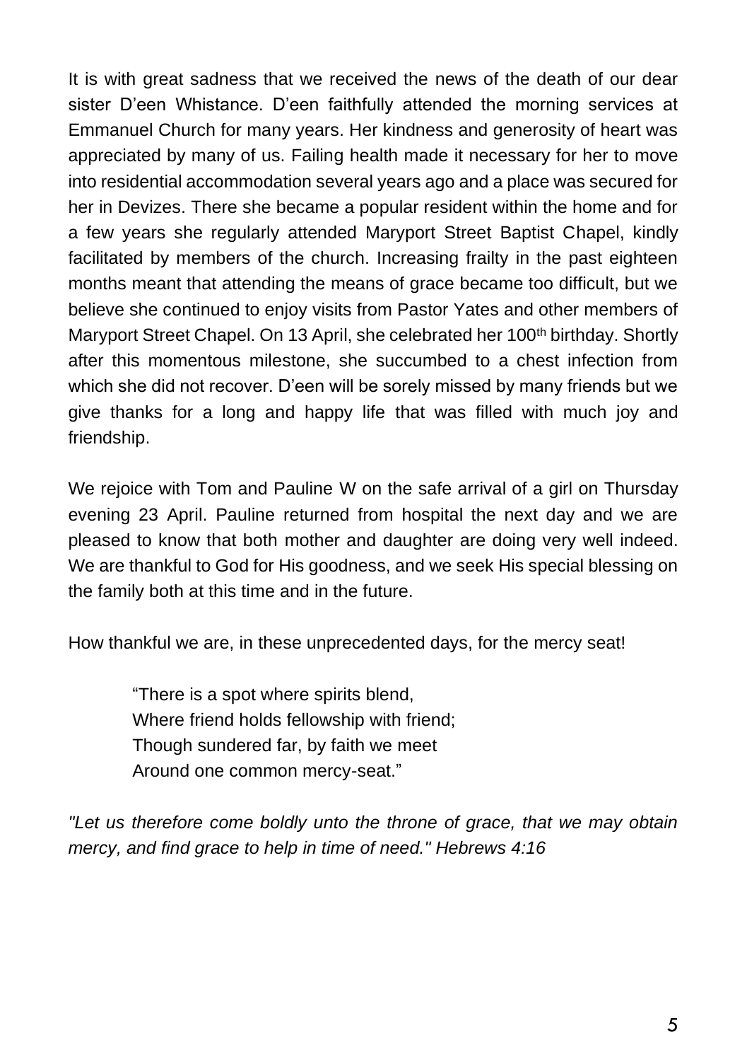It is with great sadness that we received the news of the death of our dear sister D'een Whistance. D'een faithfully attended the morning services at Emmanuel Church for many years. Her kindness and generosity of heart was appreciated by many of us. Failing health made it necessary for her to move into residential accommodation several years ago and a place was secured for her in Devizes. There she became a popular resident within the home and for a few years she regularly attended Maryport Street Baptist Chapel, kindly facilitated by members of the church. Increasing frailty in the past eighteen months meant that attending the means of grace became too difficult, but we believe she continued to enjoy visits from Pastor Yates and other members of Maryport Street Chapel. On 13 April, she celebrated her 100th birthday. Shortly after this momentous milestone, she succumbed to a chest infection from which she did not recover. D'een will be sorely missed by many friends but we give thanks for a long and happy life that was filled with much joy and friendship.

We rejoice with Tom and Pauline W on the safe arrival of a girl on Thursday evening 23 April. Pauline returned from hospital the next day and we are pleased to know that both mother and daughter are doing very well indeed. We are thankful to God for His goodness, and we seek His special blessing on the family both at this time and in the future.

How thankful we are, in these unprecedented days, for the mercy seat!

> "There is a spot where spirits blend,
> Where friend holds fellowship with friend;
> Though sundered far, by faith we meet
> Around one common mercy-seat."

*"Let us therefore come boldly unto the throne of grace, that we may obtain mercy, and find grace to help in time of need." Hebrews 4:16*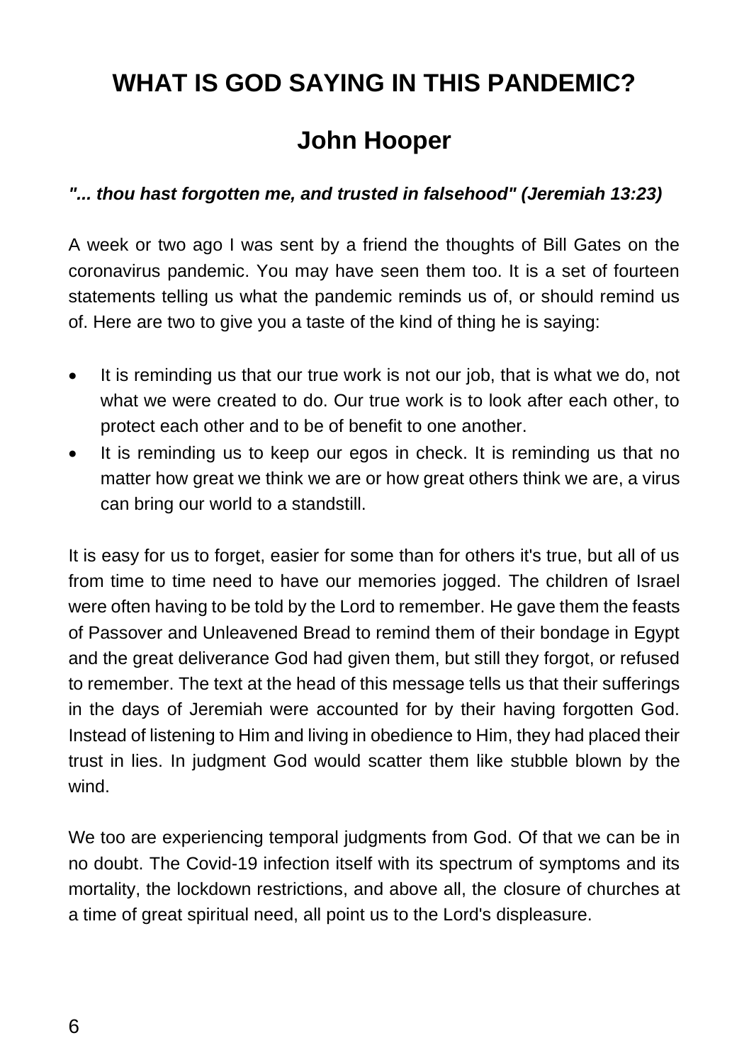# WHAT IS GOD SAYING IN THIS PANDEMIC?

## John Hooper

***"... thou hast forgotten me, and trusted in falsehood" (Jeremiah 13:23)***

A week or two ago I was sent by a friend the thoughts of Bill Gates on the coronavirus pandemic. You may have seen them too. It is a set of fourteen statements telling us what the pandemic reminds us of, or should remind us of. Here are two to give you a taste of the kind of thing he is saying:

- It is reminding us that our true work is not our job, that is what we do, not what we were created to do. Our true work is to look after each other, to protect each other and to be of benefit to one another.
- It is reminding us to keep our egos in check. It is reminding us that no matter how great we think we are or how great others think we are, a virus can bring our world to a standstill.

It is easy for us to forget, easier for some than for others it's true, but all of us from time to time need to have our memories jogged. The children of Israel were often having to be told by the Lord to remember. He gave them the feasts of Passover and Unleavened Bread to remind them of their bondage in Egypt and the great deliverance God had given them, but still they forgot, or refused to remember. The text at the head of this message tells us that their sufferings in the days of Jeremiah were accounted for by their having forgotten God. Instead of listening to Him and living in obedience to Him, they had placed their trust in lies. In judgment God would scatter them like stubble blown by the wind.

We too are experiencing temporal judgments from God. Of that we can be in no doubt. The Covid-19 infection itself with its spectrum of symptoms and its mortality, the lockdown restrictions, and above all, the closure of churches at a time of great spiritual need, all point us to the Lord's displeasure.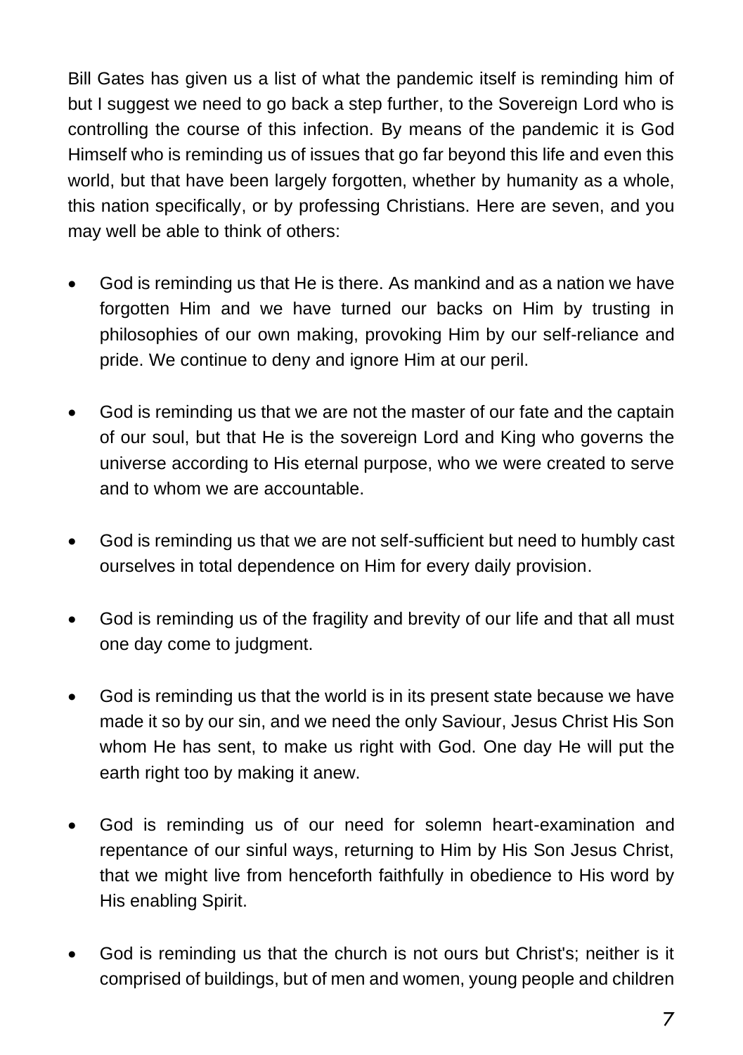Bill Gates has given us a list of what the pandemic itself is reminding him of but I suggest we need to go back a step further, to the Sovereign Lord who is controlling the course of this infection. By means of the pandemic it is God Himself who is reminding us of issues that go far beyond this life and even this world, but that have been largely forgotten, whether by humanity as a whole, this nation specifically, or by professing Christians. Here are seven, and you may well be able to think of others:

- God is reminding us that He is there. As mankind and as a nation we have forgotten Him and we have turned our backs on Him by trusting in philosophies of our own making, provoking Him by our self-reliance and pride. We continue to deny and ignore Him at our peril.

- God is reminding us that we are not the master of our fate and the captain of our soul, but that He is the sovereign Lord and King who governs the universe according to His eternal purpose, who we were created to serve and to whom we are accountable.

- God is reminding us that we are not self-sufficient but need to humbly cast ourselves in total dependence on Him for every daily provision.

- God is reminding us of the fragility and brevity of our life and that all must one day come to judgment.

- God is reminding us that the world is in its present state because we have made it so by our sin, and we need the only Saviour, Jesus Christ His Son whom He has sent, to make us right with God. One day He will put the earth right too by making it anew.

- God is reminding us of our need for solemn heart-examination and repentance of our sinful ways, returning to Him by His Son Jesus Christ, that we might live from henceforth faithfully in obedience to His word by His enabling Spirit.

- God is reminding us that the church is not ours but Christ's; neither is it comprised of buildings, but of men and women, young people and children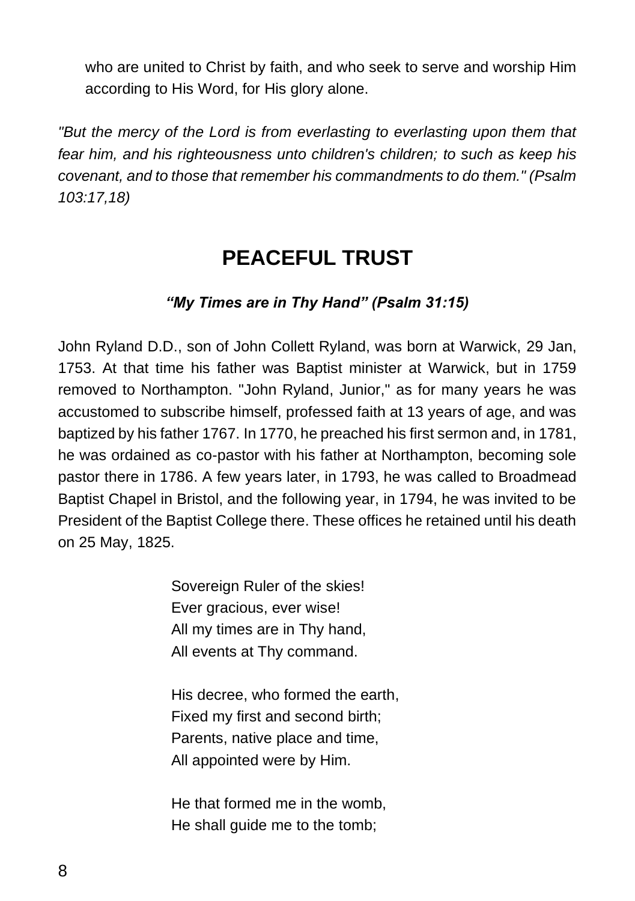who are united to Christ by faith, and who seek to serve and worship Him according to His Word, for His glory alone.

*"But the mercy of the Lord is from everlasting to everlasting upon them that fear him, and his righteousness unto children's children; to such as keep his covenant, and to those that remember his commandments to do them." (Psalm 103:17,18)*

## PEACEFUL TRUST

***"My Times are in Thy Hand" (Psalm 31:15)***

John Ryland D.D., son of John Collett Ryland, was born at Warwick, 29 Jan, 1753. At that time his father was Baptist minister at Warwick, but in 1759 removed to Northampton. "John Ryland, Junior," as for many years he was accustomed to subscribe himself, professed faith at 13 years of age, and was baptized by his father 1767. In 1770, he preached his first sermon and, in 1781, he was ordained as co-pastor with his father at Northampton, becoming sole pastor there in 1786. A few years later, in 1793, he was called to Broadmead Baptist Chapel in Bristol, and the following year, in 1794, he was invited to be President of the Baptist College there. These offices he retained until his death on 25 May, 1825.

Sovereign Ruler of the skies!
Ever gracious, ever wise!
All my times are in Thy hand,
All events at Thy command.

His decree, who formed the earth,
Fixed my first and second birth;
Parents, native place and time,
All appointed were by Him.

He that formed me in the womb,
He shall guide me to the tomb;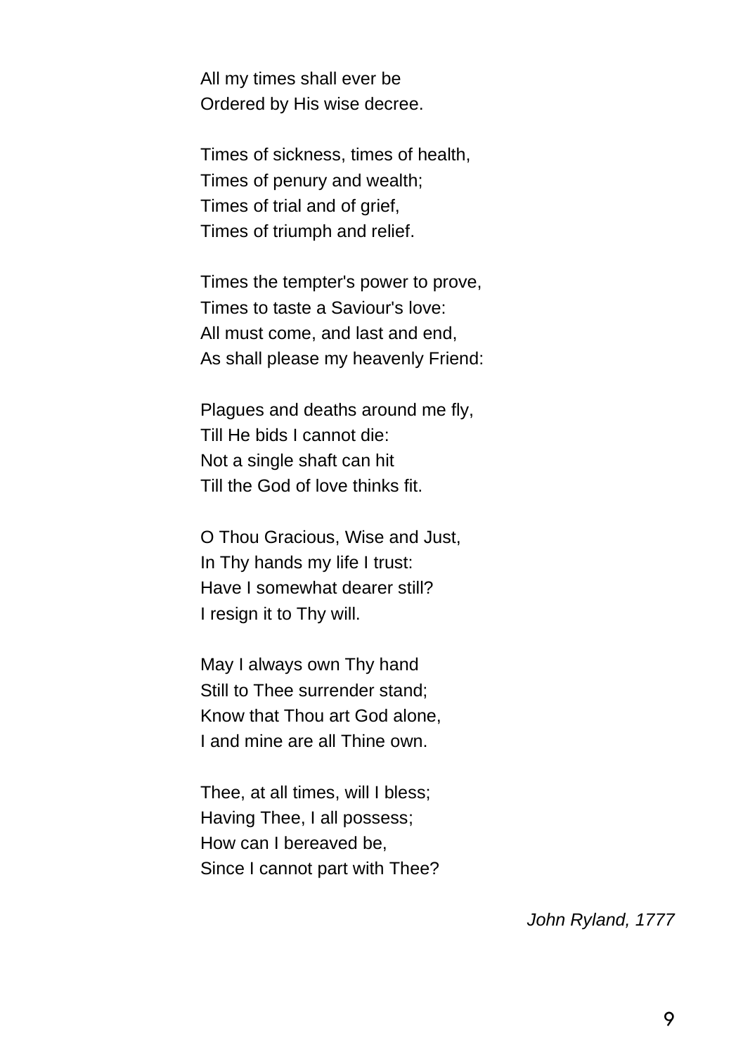All my times shall ever be
Ordered by His wise decree.

Times of sickness, times of health,
Times of penury and wealth;
Times of trial and of grief,
Times of triumph and relief.

Times the tempter's power to prove,
Times to taste a Saviour's love:
All must come, and last and end,
As shall please my heavenly Friend:

Plagues and deaths around me fly,
Till He bids I cannot die:
Not a single shaft can hit
Till the God of love thinks fit.

O Thou Gracious, Wise and Just,
In Thy hands my life I trust:
Have I somewhat dearer still?
I resign it to Thy will.

May I always own Thy hand
Still to Thee surrender stand;
Know that Thou art God alone,
I and mine are all Thine own.

Thee, at all times, will I bless;
Having Thee, I all possess;
How can I bereaved be,
Since I cannot part with Thee?

*John Ryland, 1777*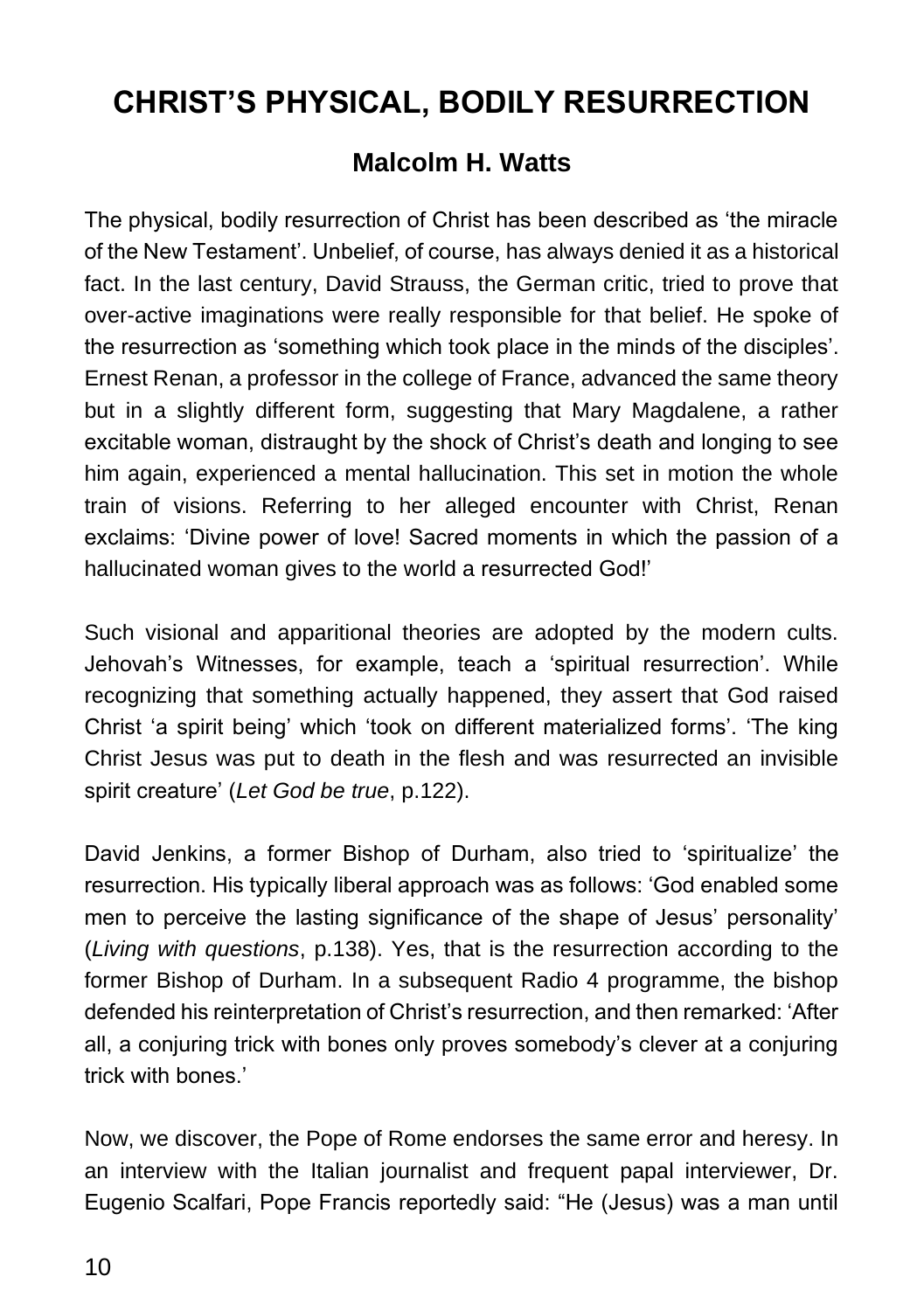# CHRIST'S PHYSICAL, BODILY RESURRECTION

## Malcolm H. Watts

The physical, bodily resurrection of Christ has been described as 'the miracle of the New Testament'. Unbelief, of course, has always denied it as a historical fact. In the last century, David Strauss, the German critic, tried to prove that over-active imaginations were really responsible for that belief. He spoke of the resurrection as 'something which took place in the minds of the disciples'. Ernest Renan, a professor in the college of France, advanced the same theory but in a slightly different form, suggesting that Mary Magdalene, a rather excitable woman, distraught by the shock of Christ's death and longing to see him again, experienced a mental hallucination. This set in motion the whole train of visions. Referring to her alleged encounter with Christ, Renan exclaims: 'Divine power of love! Sacred moments in which the passion of a hallucinated woman gives to the world a resurrected God!'

Such visional and apparitional theories are adopted by the modern cults. Jehovah's Witnesses, for example, teach a 'spiritual resurrection'. While recognizing that something actually happened, they assert that God raised Christ 'a spirit being' which 'took on different materialized forms'. 'The king Christ Jesus was put to death in the flesh and was resurrected an invisible spirit creature' (*Let God be true*, p.122).

David Jenkins, a former Bishop of Durham, also tried to 'spiritualize' the resurrection. His typically liberal approach was as follows: 'God enabled some men to perceive the lasting significance of the shape of Jesus' personality' (*Living with questions*, p.138). Yes, that is the resurrection according to the former Bishop of Durham. In a subsequent Radio 4 programme, the bishop defended his reinterpretation of Christ's resurrection, and then remarked: 'After all, a conjuring trick with bones only proves somebody's clever at a conjuring trick with bones.'

Now, we discover, the Pope of Rome endorses the same error and heresy. In an interview with the Italian journalist and frequent papal interviewer, Dr. Eugenio Scalfari, Pope Francis reportedly said: "He (Jesus) was a man until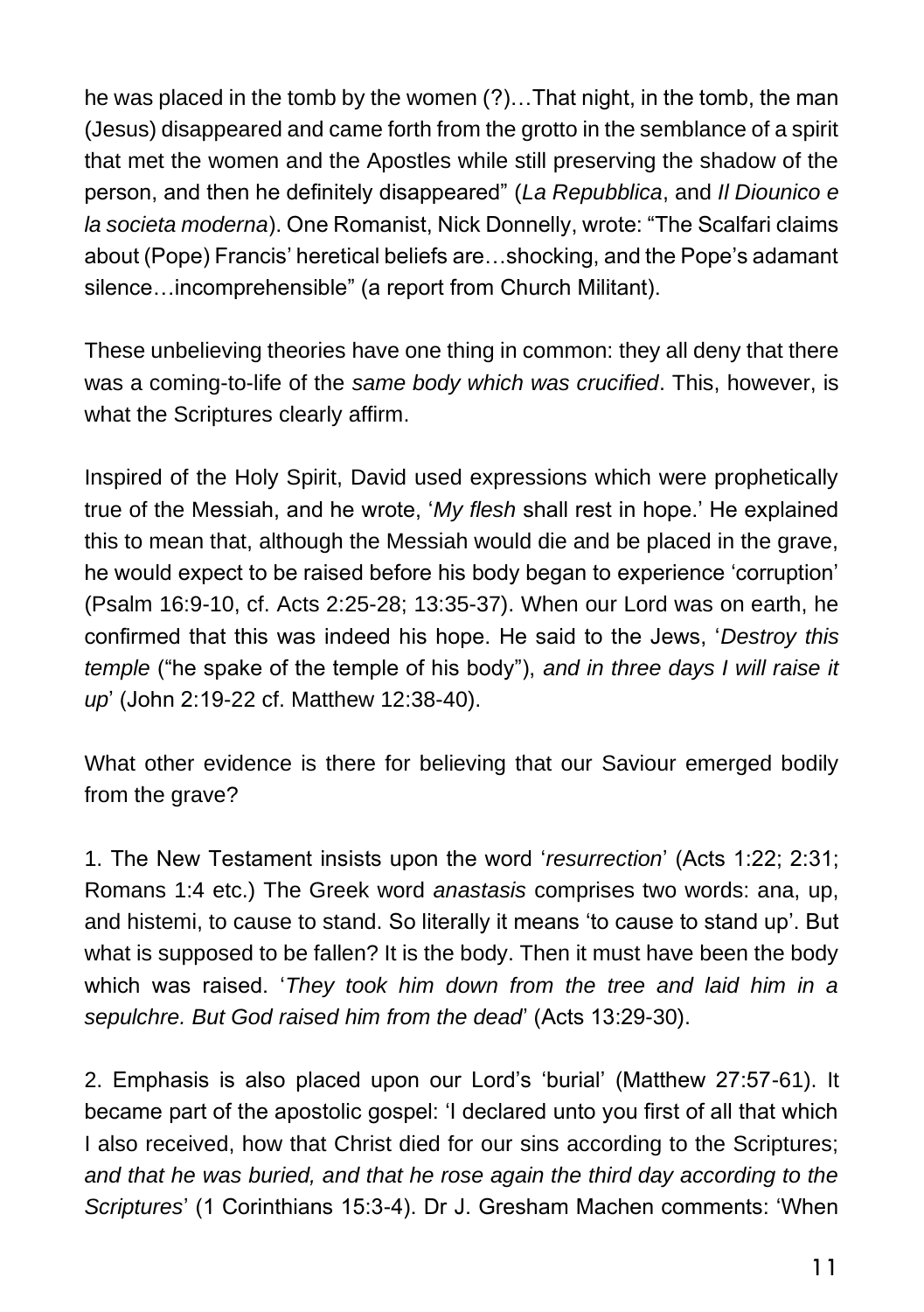he was placed in the tomb by the women (?)…That night, in the tomb, the man (Jesus) disappeared and came forth from the grotto in the semblance of a spirit that met the women and the Apostles while still preserving the shadow of the person, and then he definitely disappeared" (*La Repubblica*, and *Il Diounico e la societa moderna*). One Romanist, Nick Donnelly, wrote: "The Scalfari claims about (Pope) Francis' heretical beliefs are…shocking, and the Pope's adamant silence…incomprehensible" (a report from Church Militant).

These unbelieving theories have one thing in common: they all deny that there was a coming-to-life of the *same body which was crucified*. This, however, is what the Scriptures clearly affirm.

Inspired of the Holy Spirit, David used expressions which were prophetically true of the Messiah, and he wrote, '*My flesh* shall rest in hope.' He explained this to mean that, although the Messiah would die and be placed in the grave, he would expect to be raised before his body began to experience 'corruption' (Psalm 16:9-10, cf. Acts 2:25-28; 13:35-37). When our Lord was on earth, he confirmed that this was indeed his hope. He said to the Jews, '*Destroy this temple* ("he spake of the temple of his body"), *and in three days I will raise it up*' (John 2:19-22 cf. Matthew 12:38-40).

What other evidence is there for believing that our Saviour emerged bodily from the grave?

1. The New Testament insists upon the word '*resurrection*' (Acts 1:22; 2:31; Romans 1:4 etc.) The Greek word *anastasis* comprises two words: ana, up, and histemi, to cause to stand. So literally it means 'to cause to stand up'. But what is supposed to be fallen? It is the body. Then it must have been the body which was raised. '*They took him down from the tree and laid him in a sepulchre. But God raised him from the dead*' (Acts 13:29-30).

2. Emphasis is also placed upon our Lord's 'burial' (Matthew 27:57-61). It became part of the apostolic gospel: 'I declared unto you first of all that which I also received, how that Christ died for our sins according to the Scriptures; *and that he was buried, and that he rose again the third day according to the Scriptures*' (1 Corinthians 15:3-4). Dr J. Gresham Machen comments: 'When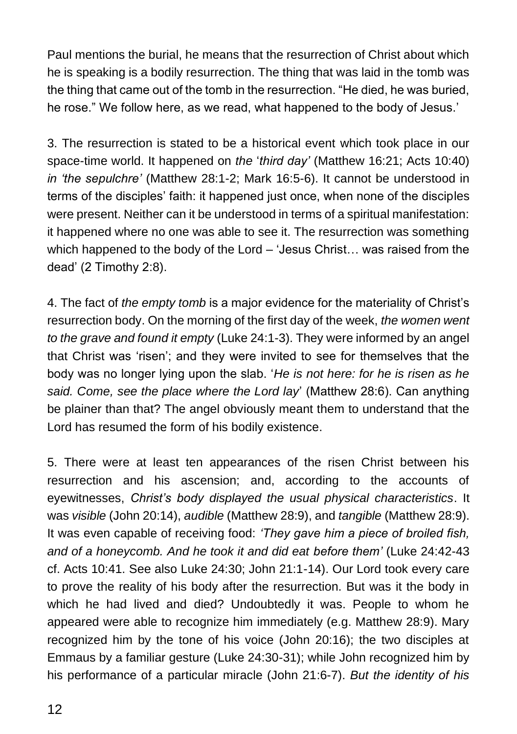Paul mentions the burial, he means that the resurrection of Christ about which he is speaking is a bodily resurrection. The thing that was laid in the tomb was the thing that came out of the tomb in the resurrection. "He died, he was buried, he rose." We follow here, as we read, what happened to the body of Jesus.'

3. The resurrection is stated to be a historical event which took place in our space-time world. It happened on *the* '*third day'* (Matthew 16:21; Acts 10:40) *in 'the sepulchre'* (Matthew 28:1-2; Mark 16:5-6). It cannot be understood in terms of the disciples' faith: it happened just once, when none of the disciples were present. Neither can it be understood in terms of a spiritual manifestation: it happened where no one was able to see it. The resurrection was something which happened to the body of the Lord – 'Jesus Christ… was raised from the dead' (2 Timothy 2:8).

4. The fact of *the empty tomb* is a major evidence for the materiality of Christ's resurrection body. On the morning of the first day of the week, *the women went to the grave and found it empty* (Luke 24:1-3). They were informed by an angel that Christ was 'risen'; and they were invited to see for themselves that the body was no longer lying upon the slab. '*He is not here: for he is risen as he said. Come, see the place where the Lord lay*' (Matthew 28:6). Can anything be plainer than that? The angel obviously meant them to understand that the Lord has resumed the form of his bodily existence.

5. There were at least ten appearances of the risen Christ between his resurrection and his ascension; and, according to the accounts of eyewitnesses, *Christ's body displayed the usual physical characteristics*. It was *visible* (John 20:14), *audible* (Matthew 28:9), and *tangible* (Matthew 28:9). It was even capable of receiving food: *'They gave him a piece of broiled fish, and of a honeycomb. And he took it and did eat before them'* (Luke 24:42-43 cf. Acts 10:41. See also Luke 24:30; John 21:1-14). Our Lord took every care to prove the reality of his body after the resurrection. But was it the body in which he had lived and died? Undoubtedly it was. People to whom he appeared were able to recognize him immediately (e.g. Matthew 28:9). Mary recognized him by the tone of his voice (John 20:16); the two disciples at Emmaus by a familiar gesture (Luke 24:30-31); while John recognized him by his performance of a particular miracle (John 21:6-7). *But the identity of his*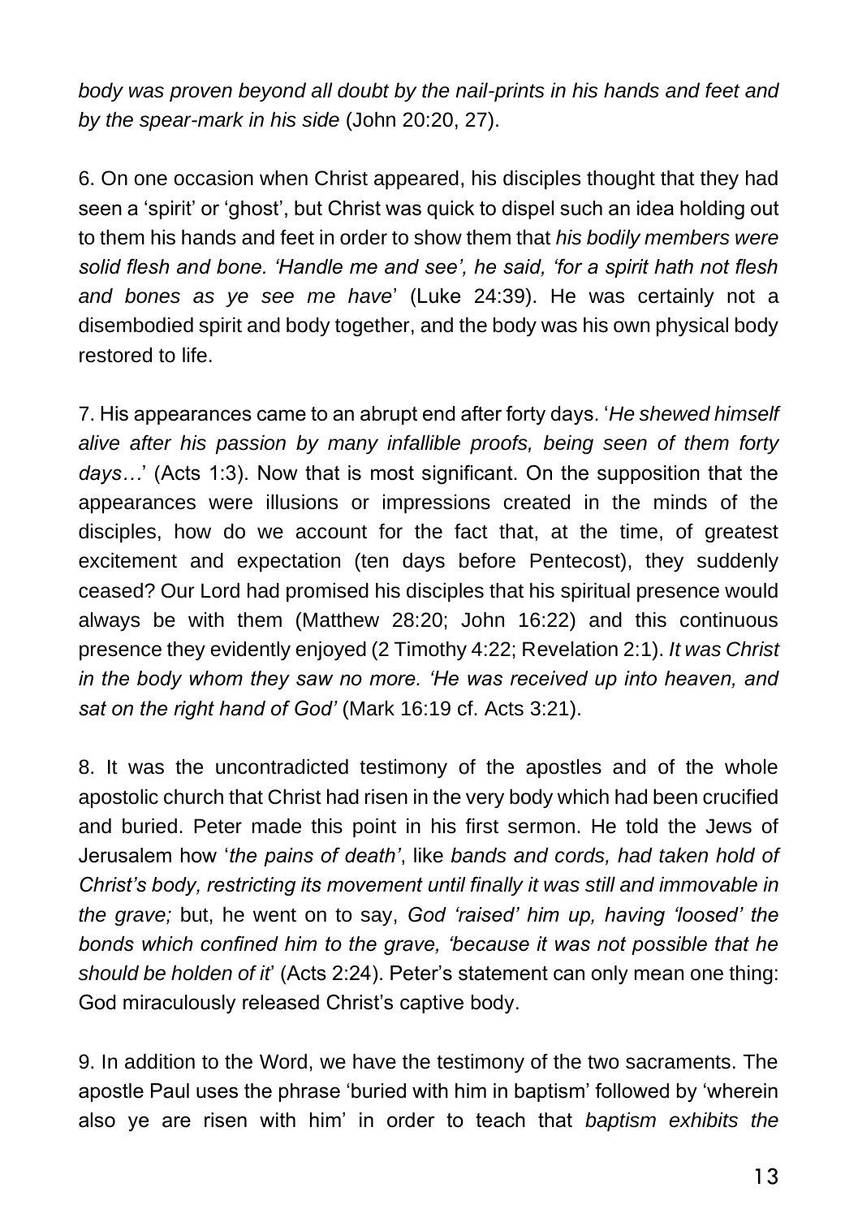*body was proven beyond all doubt by the nail-prints in his hands and feet and by the spear-mark in his side* (John 20:20, 27).

6. On one occasion when Christ appeared, his disciples thought that they had seen a 'spirit' or 'ghost', but Christ was quick to dispel such an idea holding out to them his hands and feet in order to show them that *his bodily members were solid flesh and bone. 'Handle me and see', he said, 'for a spirit hath not flesh and bones as ye see me have*' (Luke 24:39). He was certainly not a disembodied spirit and body together, and the body was his own physical body restored to life.

7. His appearances came to an abrupt end after forty days. '*He shewed himself alive after his passion by many infallible proofs, being seen of them forty days…*' (Acts 1:3). Now that is most significant. On the supposition that the appearances were illusions or impressions created in the minds of the disciples, how do we account for the fact that, at the time, of greatest excitement and expectation (ten days before Pentecost), they suddenly ceased? Our Lord had promised his disciples that his spiritual presence would always be with them (Matthew 28:20; John 16:22) and this continuous presence they evidently enjoyed (2 Timothy 4:22; Revelation 2:1). *It was Christ in the body whom they saw no more. 'He was received up into heaven, and sat on the right hand of God'* (Mark 16:19 cf. Acts 3:21).

8. It was the uncontradicted testimony of the apostles and of the whole apostolic church that Christ had risen in the very body which had been crucified and buried. Peter made this point in his first sermon. He told the Jews of Jerusalem how '*the pains of death'*, like *bands and cords, had taken hold of Christ's body, restricting its movement until finally it was still and immovable in the grave;* but, he went on to say, *God 'raised' him up, having 'loosed' the bonds which confined him to the grave, 'because it was not possible that he should be holden of it*' (Acts 2:24). Peter's statement can only mean one thing: God miraculously released Christ's captive body.

9. In addition to the Word, we have the testimony of the two sacraments. The apostle Paul uses the phrase 'buried with him in baptism' followed by 'wherein also ye are risen with him' in order to teach that *baptism exhibits the*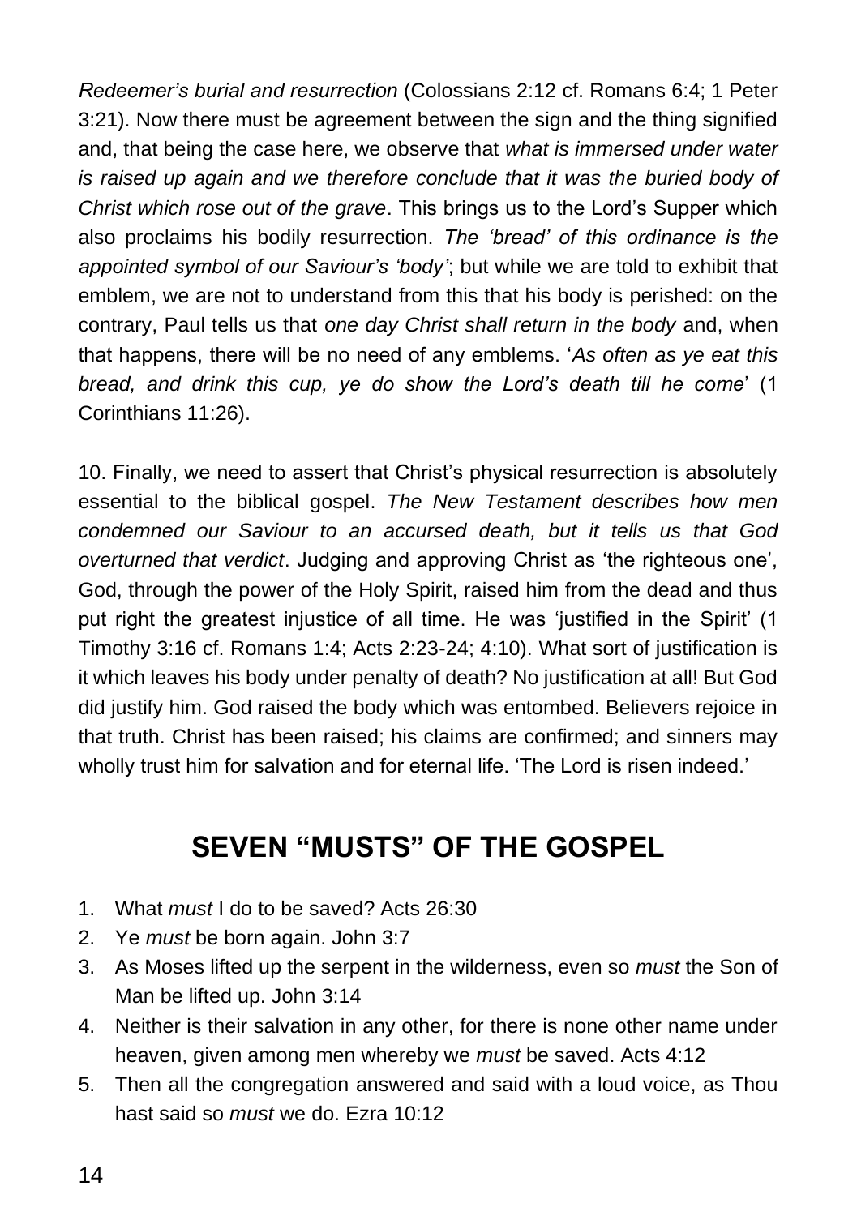*Redeemer's burial and resurrection* (Colossians 2:12 cf. Romans 6:4; 1 Peter 3:21). Now there must be agreement between the sign and the thing signified and, that being the case here, we observe that *what is immersed under water is raised up again and we therefore conclude that it was the buried body of Christ which rose out of the grave*. This brings us to the Lord's Supper which also proclaims his bodily resurrection. *The 'bread' of this ordinance is the appointed symbol of our Saviour's 'body'*; but while we are told to exhibit that emblem, we are not to understand from this that his body is perished: on the contrary, Paul tells us that *one day Christ shall return in the body* and, when that happens, there will be no need of any emblems. '*As often as ye eat this bread, and drink this cup, ye do show the Lord's death till he come*' (1 Corinthians 11:26).

10. Finally, we need to assert that Christ's physical resurrection is absolutely essential to the biblical gospel. *The New Testament describes how men condemned our Saviour to an accursed death, but it tells us that God overturned that verdict*. Judging and approving Christ as 'the righteous one', God, through the power of the Holy Spirit, raised him from the dead and thus put right the greatest injustice of all time. He was 'justified in the Spirit' (1 Timothy 3:16 cf. Romans 1:4; Acts 2:23-24; 4:10). What sort of justification is it which leaves his body under penalty of death? No justification at all! But God did justify him. God raised the body which was entombed. Believers rejoice in that truth. Christ has been raised; his claims are confirmed; and sinners may wholly trust him for salvation and for eternal life. 'The Lord is risen indeed.'

## SEVEN "MUSTS" OF THE GOSPEL

1. What *must* I do to be saved? Acts 26:30
2. Ye *must* be born again. John 3:7
3. As Moses lifted up the serpent in the wilderness, even so *must* the Son of Man be lifted up. John 3:14
4. Neither is their salvation in any other, for there is none other name under heaven, given among men whereby we *must* be saved. Acts 4:12
5. Then all the congregation answered and said with a loud voice, as Thou hast said so *must* we do. Ezra 10:12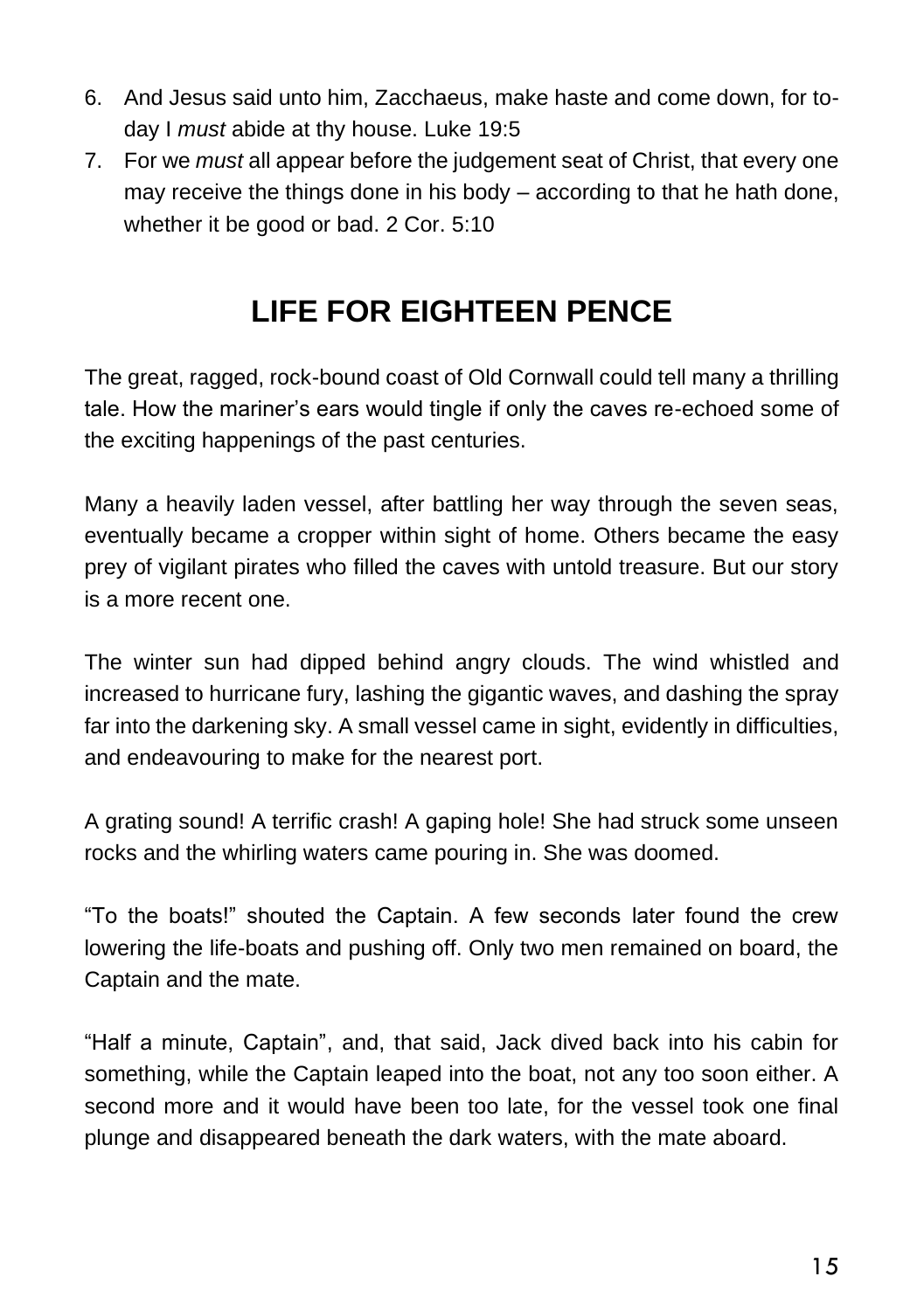6. And Jesus said unto him, Zacchaeus, make haste and come down, for to-day I *must* abide at thy house. Luke 19:5
7. For we *must* all appear before the judgement seat of Christ, that every one may receive the things done in his body – according to that he hath done, whether it be good or bad. 2 Cor. 5:10

## LIFE FOR EIGHTEEN PENCE

The great, ragged, rock-bound coast of Old Cornwall could tell many a thrilling tale. How the mariner's ears would tingle if only the caves re-echoed some of the exciting happenings of the past centuries.

Many a heavily laden vessel, after battling her way through the seven seas, eventually became a cropper within sight of home. Others became the easy prey of vigilant pirates who filled the caves with untold treasure. But our story is a more recent one.

The winter sun had dipped behind angry clouds. The wind whistled and increased to hurricane fury, lashing the gigantic waves, and dashing the spray far into the darkening sky. A small vessel came in sight, evidently in difficulties, and endeavouring to make for the nearest port.

A grating sound! A terrific crash! A gaping hole! She had struck some unseen rocks and the whirling waters came pouring in. She was doomed.

"To the boats!" shouted the Captain. A few seconds later found the crew lowering the life-boats and pushing off. Only two men remained on board, the Captain and the mate.

"Half a minute, Captain", and, that said, Jack dived back into his cabin for something, while the Captain leaped into the boat, not any too soon either. A second more and it would have been too late, for the vessel took one final plunge and disappeared beneath the dark waters, with the mate aboard.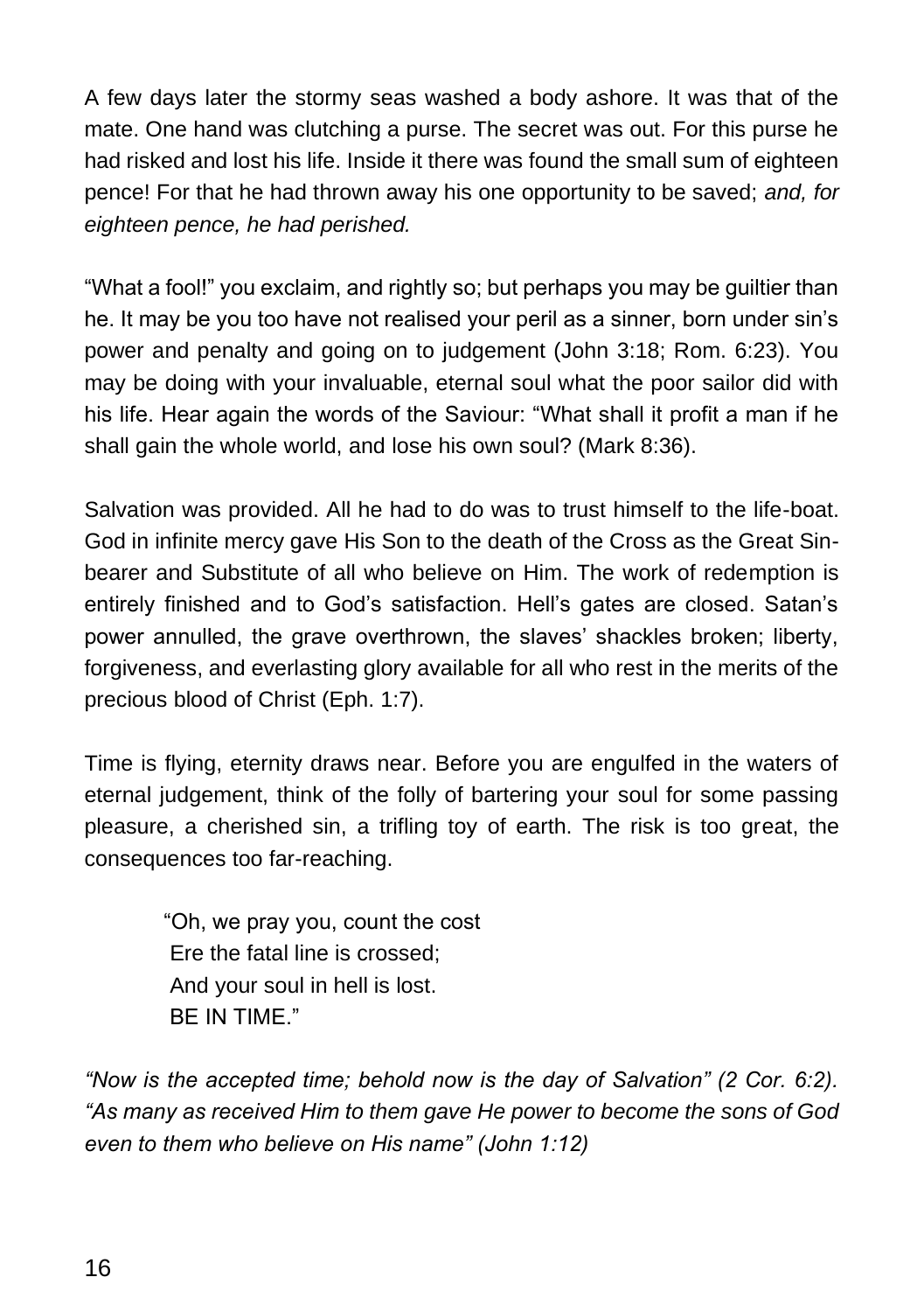A few days later the stormy seas washed a body ashore. It was that of the mate. One hand was clutching a purse. The secret was out. For this purse he had risked and lost his life. Inside it there was found the small sum of eighteen pence! For that he had thrown away his one opportunity to be saved; *and, for eighteen pence, he had perished.*

"What a fool!" you exclaim, and rightly so; but perhaps you may be guiltier than he. It may be you too have not realised your peril as a sinner, born under sin's power and penalty and going on to judgement (John 3:18; Rom. 6:23). You may be doing with your invaluable, eternal soul what the poor sailor did with his life. Hear again the words of the Saviour: "What shall it profit a man if he shall gain the whole world, and lose his own soul? (Mark 8:36).

Salvation was provided. All he had to do was to trust himself to the life-boat. God in infinite mercy gave His Son to the death of the Cross as the Great Sin-bearer and Substitute of all who believe on Him. The work of redemption is entirely finished and to God's satisfaction. Hell's gates are closed. Satan's power annulled, the grave overthrown, the slaves' shackles broken; liberty, forgiveness, and everlasting glory available for all who rest in the merits of the precious blood of Christ (Eph. 1:7).

Time is flying, eternity draws near. Before you are engulfed in the waters of eternal judgement, think of the folly of bartering your soul for some passing pleasure, a cherished sin, a trifling toy of earth. The risk is too great, the consequences too far-reaching.

> "Oh, we pray you, count the cost
> Ere the fatal line is crossed;
> And your soul in hell is lost.
> BE IN TIME."

*"Now is the accepted time; behold now is the day of Salvation" (2 Cor. 6:2). "As many as received Him to them gave He power to become the sons of God even to them who believe on His name" (John 1:12)*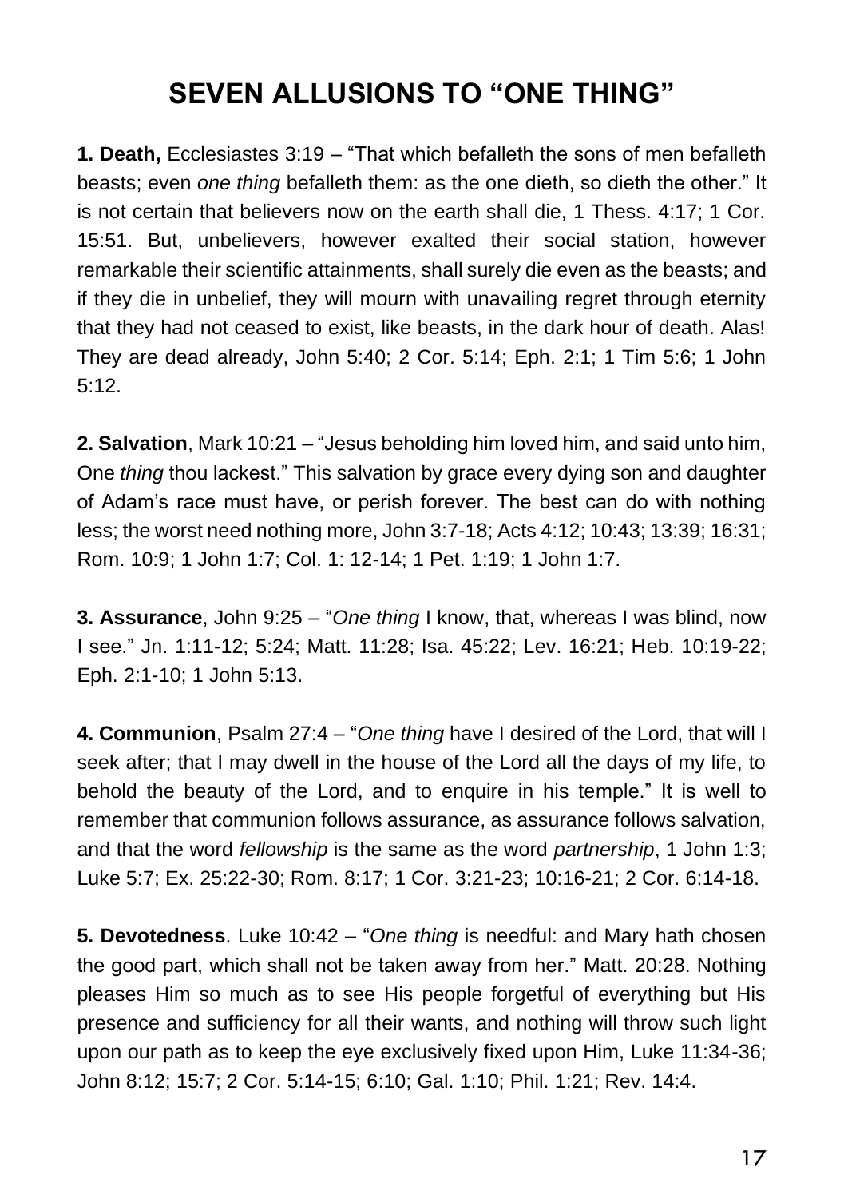# SEVEN ALLUSIONS TO "ONE THING"

**1. Death,** Ecclesiastes 3:19 – "That which befalleth the sons of men befalleth beasts; even *one thing* befalleth them: as the one dieth, so dieth the other." It is not certain that believers now on the earth shall die, 1 Thess. 4:17; 1 Cor. 15:51. But, unbelievers, however exalted their social station, however remarkable their scientific attainments, shall surely die even as the beasts; and if they die in unbelief, they will mourn with unavailing regret through eternity that they had not ceased to exist, like beasts, in the dark hour of death. Alas! They are dead already, John 5:40; 2 Cor. 5:14; Eph. 2:1; 1 Tim 5:6; 1 John 5:12.

**2. Salvation**, Mark 10:21 – "Jesus beholding him loved him, and said unto him, One *thing* thou lackest." This salvation by grace every dying son and daughter of Adam's race must have, or perish forever. The best can do with nothing less; the worst need nothing more, John 3:7-18; Acts 4:12; 10:43; 13:39; 16:31; Rom. 10:9; 1 John 1:7; Col. 1: 12-14; 1 Pet. 1:19; 1 John 1:7.

**3. Assurance**, John 9:25 – "*One thing* I know, that, whereas I was blind, now I see." Jn. 1:11-12; 5:24; Matt. 11:28; Isa. 45:22; Lev. 16:21; Heb. 10:19-22; Eph. 2:1-10; 1 John 5:13.

**4. Communion**, Psalm 27:4 – "*One thing* have I desired of the Lord, that will I seek after; that I may dwell in the house of the Lord all the days of my life, to behold the beauty of the Lord, and to enquire in his temple." It is well to remember that communion follows assurance, as assurance follows salvation, and that the word *fellowship* is the same as the word *partnership*, 1 John 1:3; Luke 5:7; Ex. 25:22-30; Rom. 8:17; 1 Cor. 3:21-23; 10:16-21; 2 Cor. 6:14-18.

**5. Devotedness**. Luke 10:42 – "*One thing* is needful: and Mary hath chosen the good part, which shall not be taken away from her." Matt. 20:28. Nothing pleases Him so much as to see His people forgetful of everything but His presence and sufficiency for all their wants, and nothing will throw such light upon our path as to keep the eye exclusively fixed upon Him, Luke 11:34-36; John 8:12; 15:7; 2 Cor. 5:14-15; 6:10; Gal. 1:10; Phil. 1:21; Rev. 14:4.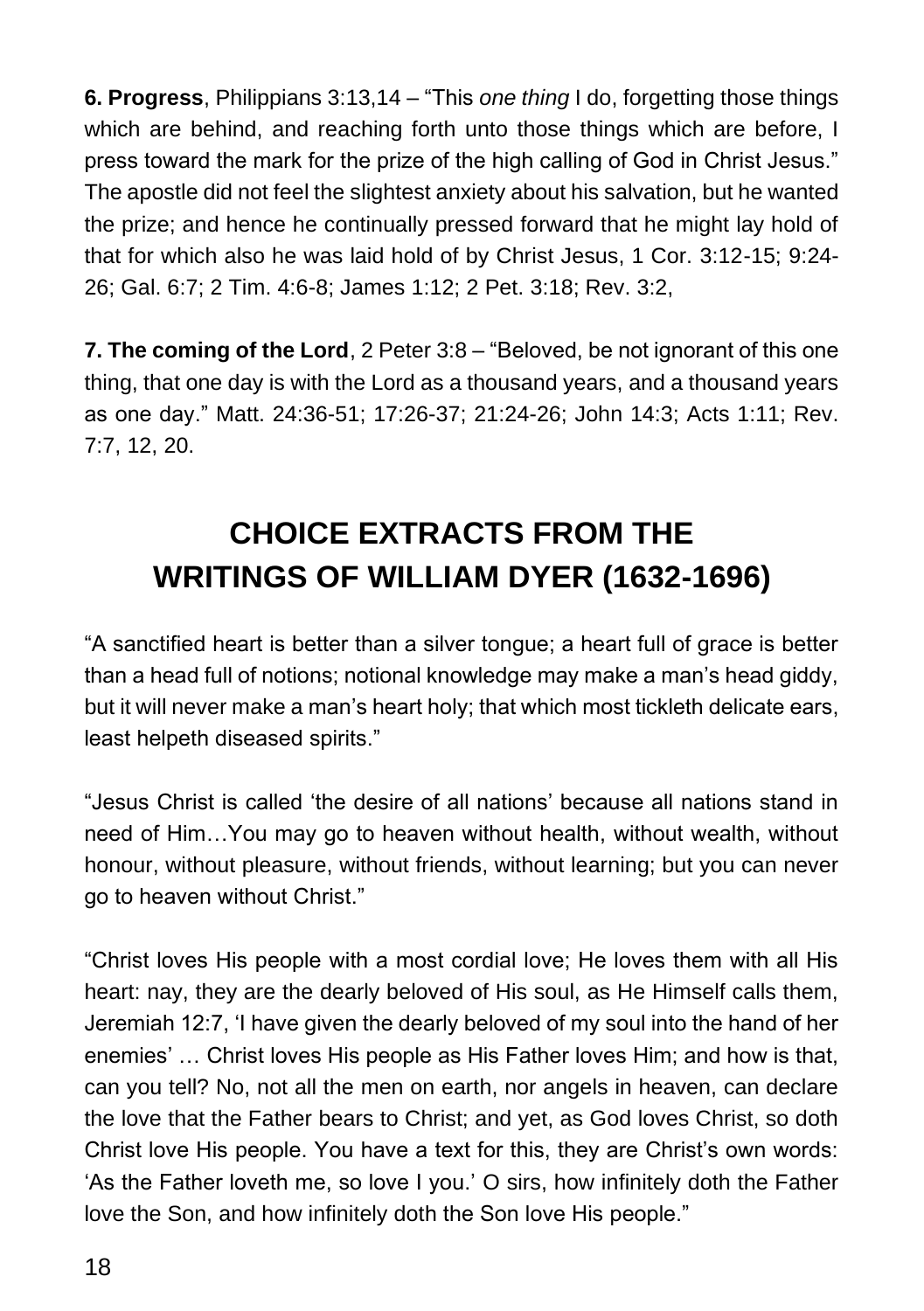**6. Progress**, Philippians 3:13,14 – "This *one thing* I do, forgetting those things which are behind, and reaching forth unto those things which are before, I press toward the mark for the prize of the high calling of God in Christ Jesus." The apostle did not feel the slightest anxiety about his salvation, but he wanted the prize; and hence he continually pressed forward that he might lay hold of that for which also he was laid hold of by Christ Jesus, 1 Cor. 3:12-15; 9:24-26; Gal. 6:7; 2 Tim. 4:6-8; James 1:12; 2 Pet. 3:18; Rev. 3:2,

**7. The coming of the Lord**, 2 Peter 3:8 – "Beloved, be not ignorant of this one thing, that one day is with the Lord as a thousand years, and a thousand years as one day." Matt. 24:36-51; 17:26-37; 21:24-26; John 14:3; Acts 1:11; Rev. 7:7, 12, 20.

# CHOICE EXTRACTS FROM THE WRITINGS OF WILLIAM DYER (1632-1696)

"A sanctified heart is better than a silver tongue; a heart full of grace is better than a head full of notions; notional knowledge may make a man's head giddy, but it will never make a man's heart holy; that which most tickleth delicate ears, least helpeth diseased spirits."

"Jesus Christ is called 'the desire of all nations' because all nations stand in need of Him…You may go to heaven without health, without wealth, without honour, without pleasure, without friends, without learning; but you can never go to heaven without Christ."

"Christ loves His people with a most cordial love; He loves them with all His heart: nay, they are the dearly beloved of His soul, as He Himself calls them, Jeremiah 12:7, 'I have given the dearly beloved of my soul into the hand of her enemies' … Christ loves His people as His Father loves Him; and how is that, can you tell? No, not all the men on earth, nor angels in heaven, can declare the love that the Father bears to Christ; and yet, as God loves Christ, so doth Christ love His people. You have a text for this, they are Christ's own words: 'As the Father loveth me, so love I you.' O sirs, how infinitely doth the Father love the Son, and how infinitely doth the Son love His people."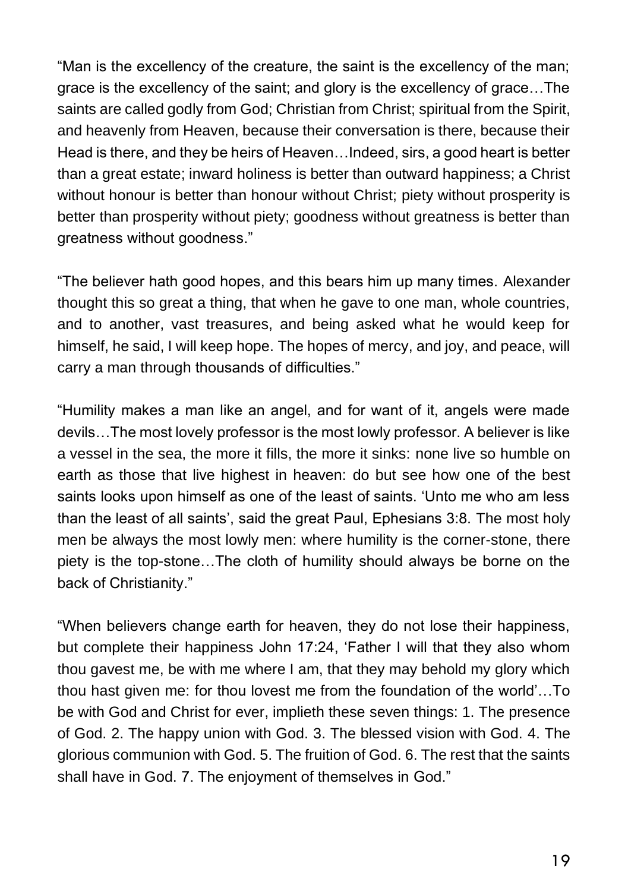“Man is the excellency of the creature, the saint is the excellency of the man; grace is the excellency of the saint; and glory is the excellency of grace…The saints are called godly from God; Christian from Christ; spiritual from the Spirit, and heavenly from Heaven, because their conversation is there, because their Head is there, and they be heirs of Heaven…Indeed, sirs, a good heart is better than a great estate; inward holiness is better than outward happiness; a Christ without honour is better than honour without Christ; piety without prosperity is better than prosperity without piety; goodness without greatness is better than greatness without goodness.”

“The believer hath good hopes, and this bears him up many times. Alexander thought this so great a thing, that when he gave to one man, whole countries, and to another, vast treasures, and being asked what he would keep for himself, he said, I will keep hope. The hopes of mercy, and joy, and peace, will carry a man through thousands of difficulties.”

“Humility makes a man like an angel, and for want of it, angels were made devils…The most lovely professor is the most lowly professor. A believer is like a vessel in the sea, the more it fills, the more it sinks: none live so humble on earth as those that live highest in heaven: do but see how one of the best saints looks upon himself as one of the least of saints. ‘Unto me who am less than the least of all saints’, said the great Paul, Ephesians 3:8. The most holy men be always the most lowly men: where humility is the corner-stone, there piety is the top-stone…The cloth of humility should always be borne on the back of Christianity.”

“When believers change earth for heaven, they do not lose their happiness, but complete their happiness John 17:24, ‘Father I will that they also whom thou gavest me, be with me where I am, that they may behold my glory which thou hast given me: for thou lovest me from the foundation of the world’…To be with God and Christ for ever, implieth these seven things: 1. The presence of God. 2. The happy union with God. 3. The blessed vision with God. 4. The glorious communion with God. 5. The fruition of God. 6. The rest that the saints shall have in God. 7. The enjoyment of themselves in God.”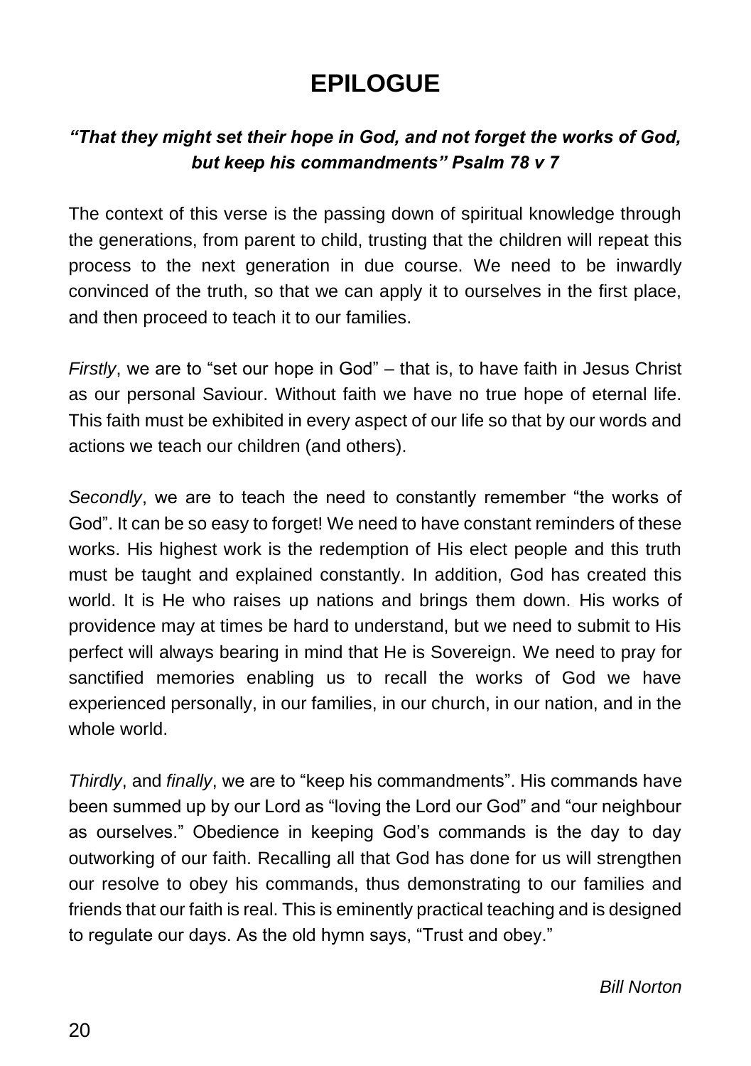# EPILOGUE

***"That they might set their hope in God, and not forget the works of God, but keep his commandments" Psalm 78 v 7***

The context of this verse is the passing down of spiritual knowledge through the generations, from parent to child, trusting that the children will repeat this process to the next generation in due course. We need to be inwardly convinced of the truth, so that we can apply it to ourselves in the first place, and then proceed to teach it to our families.

*Firstly*, we are to "set our hope in God" – that is, to have faith in Jesus Christ as our personal Saviour. Without faith we have no true hope of eternal life. This faith must be exhibited in every aspect of our life so that by our words and actions we teach our children (and others).

*Secondly*, we are to teach the need to constantly remember "the works of God". It can be so easy to forget! We need to have constant reminders of these works. His highest work is the redemption of His elect people and this truth must be taught and explained constantly. In addition, God has created this world. It is He who raises up nations and brings them down. His works of providence may at times be hard to understand, but we need to submit to His perfect will always bearing in mind that He is Sovereign. We need to pray for sanctified memories enabling us to recall the works of God we have experienced personally, in our families, in our church, in our nation, and in the whole world.

*Thirdly*, and *finally*, we are to "keep his commandments". His commands have been summed up by our Lord as "loving the Lord our God" and "our neighbour as ourselves." Obedience in keeping God's commands is the day to day outworking of our faith. Recalling all that God has done for us will strengthen our resolve to obey his commands, thus demonstrating to our families and friends that our faith is real. This is eminently practical teaching and is designed to regulate our days. As the old hymn says, "Trust and obey."

*Bill Norton*